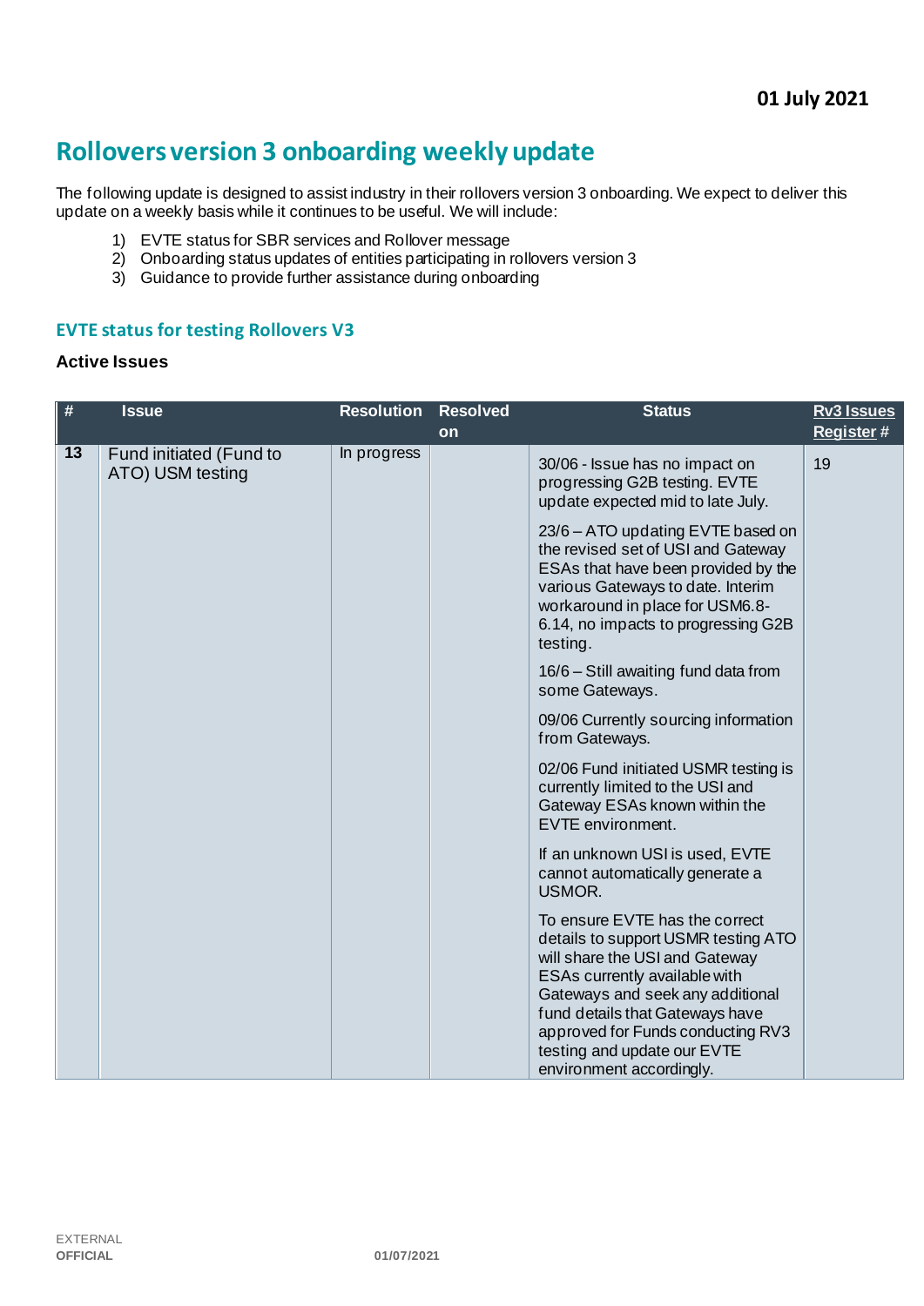01 July 2021

# Rollovers version 3 onboarding weekly update

The following update is designed to assist industry in their rollovers version 3 onboarding. We expect to deliver this update on a weekly basis while it continues to be useful. We will include:

1) EVTE status for SBR services and Rollover message
2) Onboarding status updates of entities participating in rollovers version 3
3) Guidance to provide further assistance during onboarding

## EVTE status for testing Rollovers V3

### Active Issues

| # | Issue | Resolution | Resolved on | Status | Rv3 Issues Register # |
|---|---|---|---|---|---|
| 13 | Fund initiated (Fund to ATO) USM testing | In progress | | 30/06 - Issue has no impact on progressing G2B testing. EVTE update expected mid to late July.<br><br>23/6 – ATO updating EVTE based on the revised set of USI and Gateway ESAs that have been provided by the various Gateways to date. Interim workaround in place for USM6.8-6.14, no impacts to progressing G2B testing.<br><br>16/6 – Still awaiting fund data from some Gateways.<br><br>09/06 Currently sourcing information from Gateways.<br><br>02/06 Fund initiated USMR testing is currently limited to the USI and Gateway ESAs known within the EVTE environment.<br><br>If an unknown USI is used, EVTE cannot automatically generate a USMOR.<br><br>To ensure EVTE has the correct details to support USMR testing ATO will share the USI and Gateway ESAs currently available with Gateways and seek any additional fund details that Gateways have approved for Funds conducting RV3 testing and update our EVTE environment accordingly. | 19 |

EXTERNAL
**OFFICIAL**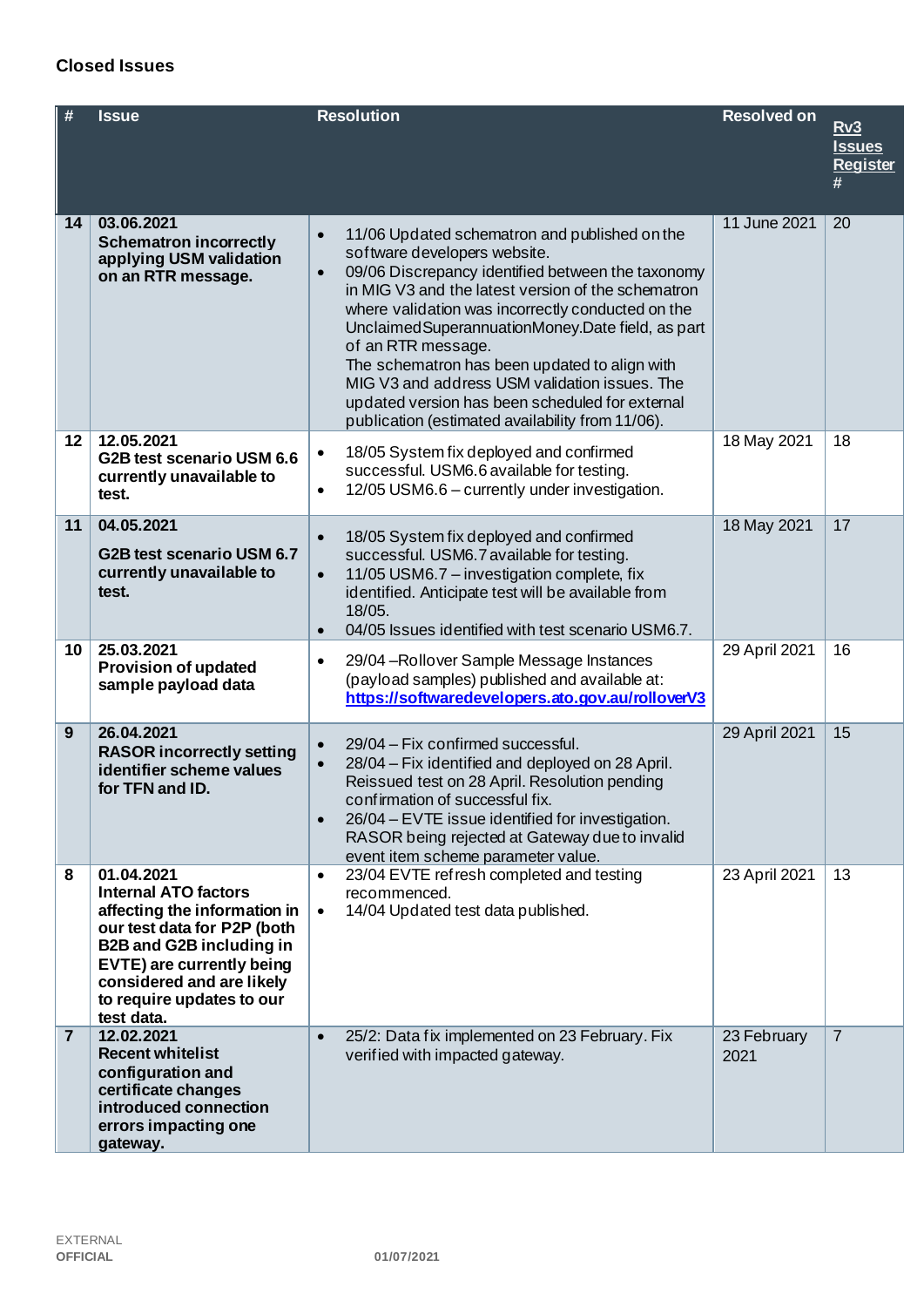### Closed Issues

| # | Issue | Resolution | Resolved on | Rv3 Issues Register # |
|---|---|---|---|---|
| 14 | **03.06.2021 Schematron incorrectly applying USM validation on an RTR message.** | • 11/06 Updated schematron and published on the software developers website.<br>• 09/06 Discrepancy identified between the taxonomy in MIG V3 and the latest version of the schematron where validation was incorrectly conducted on the UnclaimedSuperannuationMoney.Date field, as part of an RTR message.<br>The schematron has been updated to align with MIG V3 and address USM validation issues. The updated version has been scheduled for external publication (estimated availability from 11/06). | 11 June 2021 | 20 |
| 12 | **12.05.2021 G2B test scenario USM 6.6 currently unavailable to test.** | • 18/05 System fix deployed and confirmed successful. USM6.6 available for testing.<br>• 12/05 USM6.6 – currently under investigation. | 18 May 2021 | 18 |
| 11 | **04.05.2021**<br>**G2B test scenario USM 6.7 currently unavailable to test.** | • 18/05 System fix deployed and confirmed successful. USM6.7 available for testing.<br>• 11/05 USM6.7 – investigation complete, fix identified. Anticipate test will be available from 18/05.<br>• 04/05 Issues identified with test scenario USM6.7. | 18 May 2021 | 17 |
| 10 | **25.03.2021 Provision of updated sample payload data** | • 29/04 –Rollover Sample Message Instances (payload samples) published and available at: [https://softwaredevelopers.ato.gov.au/rolloverV3](https://softwaredevelopers.ato.gov.au/rolloverV3) | 29 April 2021 | 16 |
| 9 | **26.04.2021 RASOR incorrectly setting identifier scheme values for TFN and ID.** | • 29/04 – Fix confirmed successful.<br>• 28/04 – Fix identified and deployed on 28 April. Reissued test on 28 April. Resolution pending confirmation of successful fix.<br>• 26/04 – EVTE issue identified for investigation. RASOR being rejected at Gateway due to invalid event item scheme parameter value. | 29 April 2021 | 15 |
| 8 | **01.04.2021 Internal ATO factors affecting the information in our test data for P2P (both B2B and G2B including in EVTE) are currently being considered and are likely to require updates to our test data.** | • 23/04 EVTE refresh completed and testing recommenced.<br>• 14/04 Updated test data published. | 23 April 2021 | 13 |
| 7 | **12.02.2021 Recent whitelist configuration and certificate changes introduced connection errors impacting one gateway.** | • 25/2: Data fix implemented on 23 February. Fix verified with impacted gateway. | 23 February 2021 | 7 |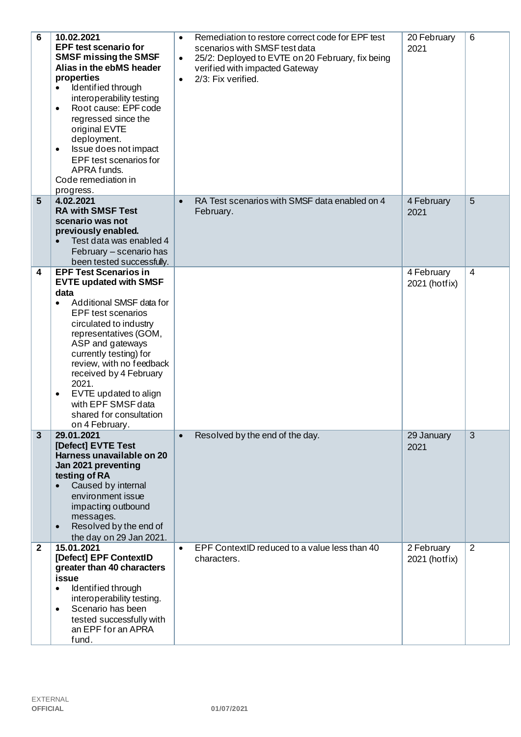| 6 | **10.02.2021**<br>**EPF test scenario for SMSF missing the SMSF Alias in the ebMS header properties**<br>• Identified through interoperability testing<br>• Root cause: EPF code regressed since the original EVTE deployment.<br>• Issue does not impact EPF test scenarios for APRA funds.<br>Code remediation in progress. | • Remediation to restore correct code for EPF test scenarios with SMSF test data<br>• 25/2: Deployed to EVTE on 20 February, fix being verified with impacted Gateway<br>• 2/3: Fix verified. | 20 February 2021 | 6 |
|---|---|---|---|---|
| **5** | **4.02.2021**<br>**RA with SMSF Test scenario was not previously enabled.**<br>• Test data was enabled 4 February – scenario has been tested successfully. | • RA Test scenarios with SMSF data enabled on 4 February. | 4 February 2021 | 5 |
| **4** | **EPF Test Scenarios in EVTE updated with SMSF data**<br>• Additional SMSF data for EPF test scenarios circulated to industry representatives (GOM, ASP and gateways currently testing) for review, with no feedback received by 4 February 2021.<br>• EVTE updated to align with EPF SMSF data shared for consultation on 4 February. | | 4 February 2021 (hotfix) | 4 |
| **3** | **29.01.2021**<br>**[Defect] EVTE Test Harness unavailable on 20 Jan 2021 preventing testing of RA**<br>• Caused by internal environment issue impacting outbound messages.<br>• Resolved by the end of the day on 29 Jan 2021. | • Resolved by the end of the day. | 29 January 2021 | 3 |
| **2** | **15.01.2021**<br>**[Defect] EPF ContextID greater than 40 characters issue**<br>• Identified through interoperability testing.<br>• Scenario has been tested successfully with an EPF for an APRA fund. | • EPF ContextID reduced to a value less than 40 characters. | 2 February 2021 (hotfix) | 2 |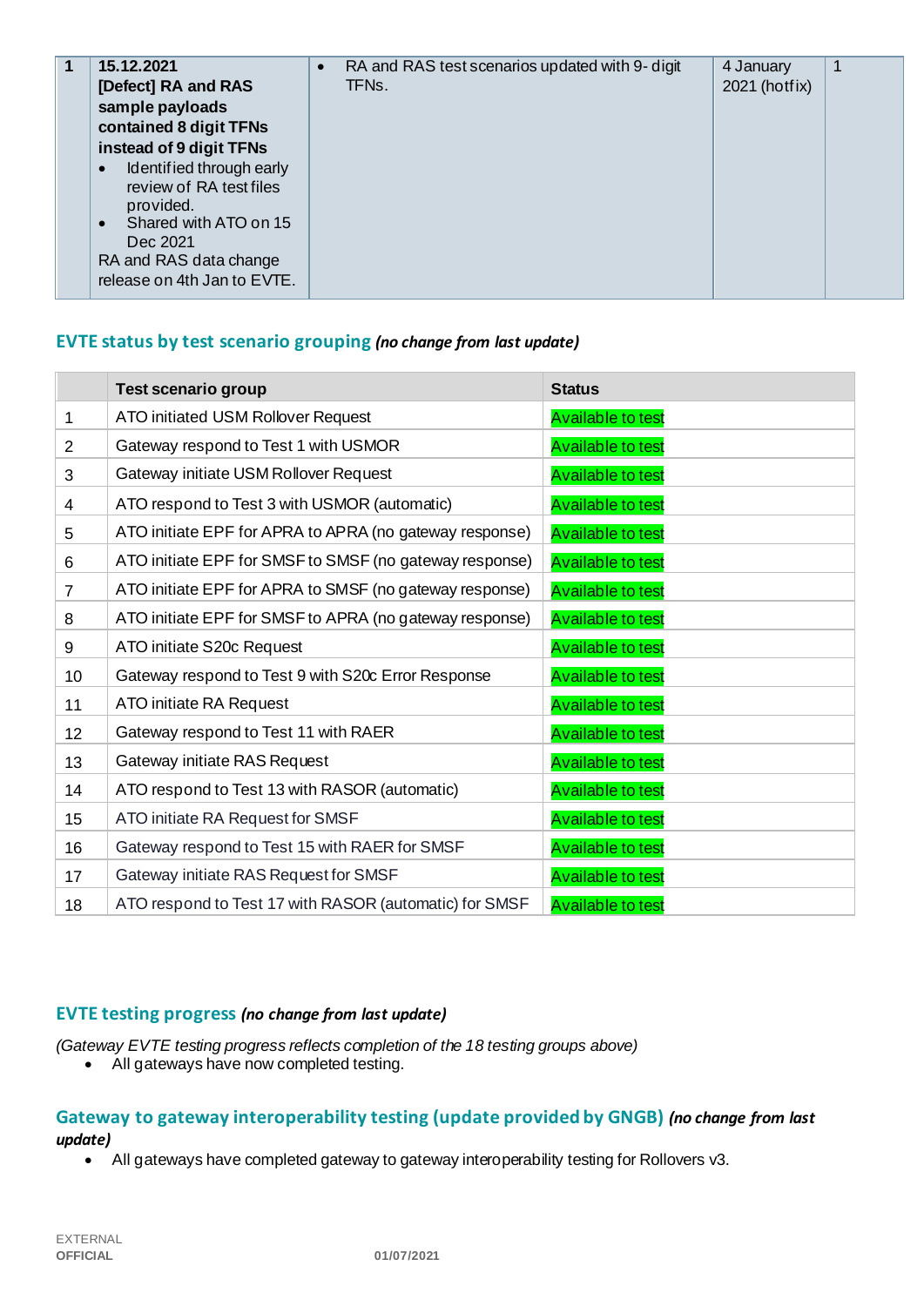| 1 | **15.12.2021** **[Defect] RA and RAS sample payloads contained 8 digit TFNs instead of 9 digit TFNs** <br>• Identified through early review of RA test files provided.<br>• Shared with ATO on 15 Dec 2021<br>RA and RAS data change release on 4th Jan to EVTE. | • RA and RAS test scenarios updated with 9- digit TFNs. | 4 January 2021 (hotfix) | 1 |
|---|---|---|---|---|

## EVTE status by test scenario grouping *(no change from last update)*

| | Test scenario group | Status |
|---|---|---|
| 1 | ATO initiated USM Rollover Request | Available to test |
| 2 | Gateway respond to Test 1 with USMOR | Available to test |
| 3 | Gateway initiate USM Rollover Request | Available to test |
| 4 | ATO respond to Test 3 with USMOR (automatic) | Available to test |
| 5 | ATO initiate EPF for APRA to APRA (no gateway response) | Available to test |
| 6 | ATO initiate EPF for SMSF to SMSF (no gateway response) | Available to test |
| 7 | ATO initiate EPF for APRA to SMSF (no gateway response) | Available to test |
| 8 | ATO initiate EPF for SMSF to APRA (no gateway response) | Available to test |
| 9 | ATO initiate S20c Request | Available to test |
| 10 | Gateway respond to Test 9 with S20c Error Response | Available to test |
| 11 | ATO initiate RA Request | Available to test |
| 12 | Gateway respond to Test 11 with RAER | Available to test |
| 13 | Gateway initiate RAS Request | Available to test |
| 14 | ATO respond to Test 13 with RASOR (automatic) | Available to test |
| 15 | ATO initiate RA Request for SMSF | Available to test |
| 16 | Gateway respond to Test 15 with RAER for SMSF | Available to test |
| 17 | Gateway initiate RAS Request for SMSF | Available to test |
| 18 | ATO respond to Test 17 with RASOR (automatic) for SMSF | Available to test |

## EVTE testing progress *(no change from last update)*

*(Gateway EVTE testing progress reflects completion of the 18 testing groups above)*

- All gateways have now completed testing.

## Gateway to gateway interoperability testing (update provided by GNGB) *(no change from last update)*

- All gateways have completed gateway to gateway interoperability testing for Rollovers v3.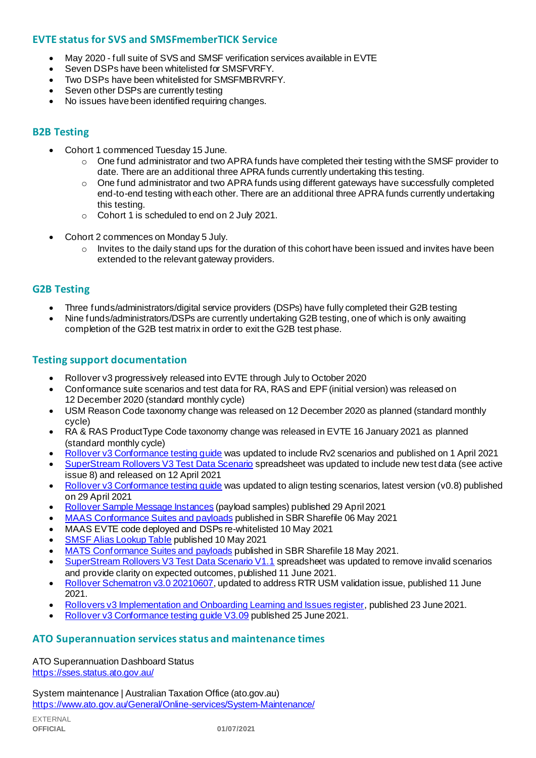## EVTE status for SVS and SMSFmemberTICK Service

- May 2020 - full suite of SVS and SMSF verification services available in EVTE
- Seven DSPs have been whitelisted for SMSFVRFY.
- Two DSPs have been whitelisted for SMSFMBRVRFY.
- Seven other DSPs are currently testing
- No issues have been identified requiring changes.

## B2B Testing

- Cohort 1 commenced Tuesday 15 June.
  - One fund administrator and two APRA funds have completed their testing with the SMSF provider to date. There are an additional three APRA funds currently undertaking this testing.
  - One fund administrator and two APRA funds using different gateways have successfully completed end-to-end testing with each other. There are an additional three APRA funds currently undertaking this testing.
  - Cohort 1 is scheduled to end on 2 July 2021.
- Cohort 2 commences on Monday 5 July.
  - Invites to the daily stand ups for the duration of this cohort have been issued and invites have been extended to the relevant gateway providers.

## G2B Testing

- Three funds/administrators/digital service providers (DSPs) have fully completed their G2B testing
- Nine funds/administrators/DSPs are currently undertaking G2B testing, one of which is only awaiting completion of the G2B test matrix in order to exit the G2B test phase.

## Testing support documentation

- Rollover v3 progressively released into EVTE through July to October 2020
- Conformance suite scenarios and test data for RA, RAS and EPF (initial version) was released on 12 December 2020 (standard monthly cycle)
- USM Reason Code taxonomy change was released on 12 December 2020 as planned (standard monthly cycle)
- RA & RAS ProductType Code taxonomy change was released in EVTE 16 January 2021 as planned (standard monthly cycle)
- Rollover v3 Conformance testing guide was updated to include Rv2 scenarios and published on 1 April 2021
- SuperStream Rollovers V3 Test Data Scenario spreadsheet was updated to include new test data (see active issue 8) and released on 12 April 2021
- Rollover v3 Conformance testing guide was updated to align testing scenarios, latest version (v0.8) published on 29 April 2021
- Rollover Sample Message Instances (payload samples) published 29 April 2021
- MAAS Conformance Suites and payloads published in SBR Sharefile 06 May 2021
- MAAS EVTE code deployed and DSPs re-whitelisted 10 May 2021
- SMSF Alias Lookup Table published 10 May 2021
- MATS Conformance Suites and payloads published in SBR Sharefile 18 May 2021.
- SuperStream Rollovers V3 Test Data Scenario V1.1 spreadsheet was updated to remove invalid scenarios and provide clarity on expected outcomes, published 11 June 2021.
- Rollover Schematron v3.0 20210607, updated to address RTR USM validation issue, published 11 June 2021.
- Rollovers v3 Implementation and Onboarding Learning and Issues register, published 23 June 2021.
- Rollover v3 Conformance testing guide V3.09 published 25 June 2021.

## ATO Superannuation services status and maintenance times

ATO Superannuation Dashboard Status
https://sses.status.ato.gov.au/

System maintenance | Australian Taxation Office (ato.gov.au)
https://www.ato.gov.au/General/Online-services/System-Maintenance/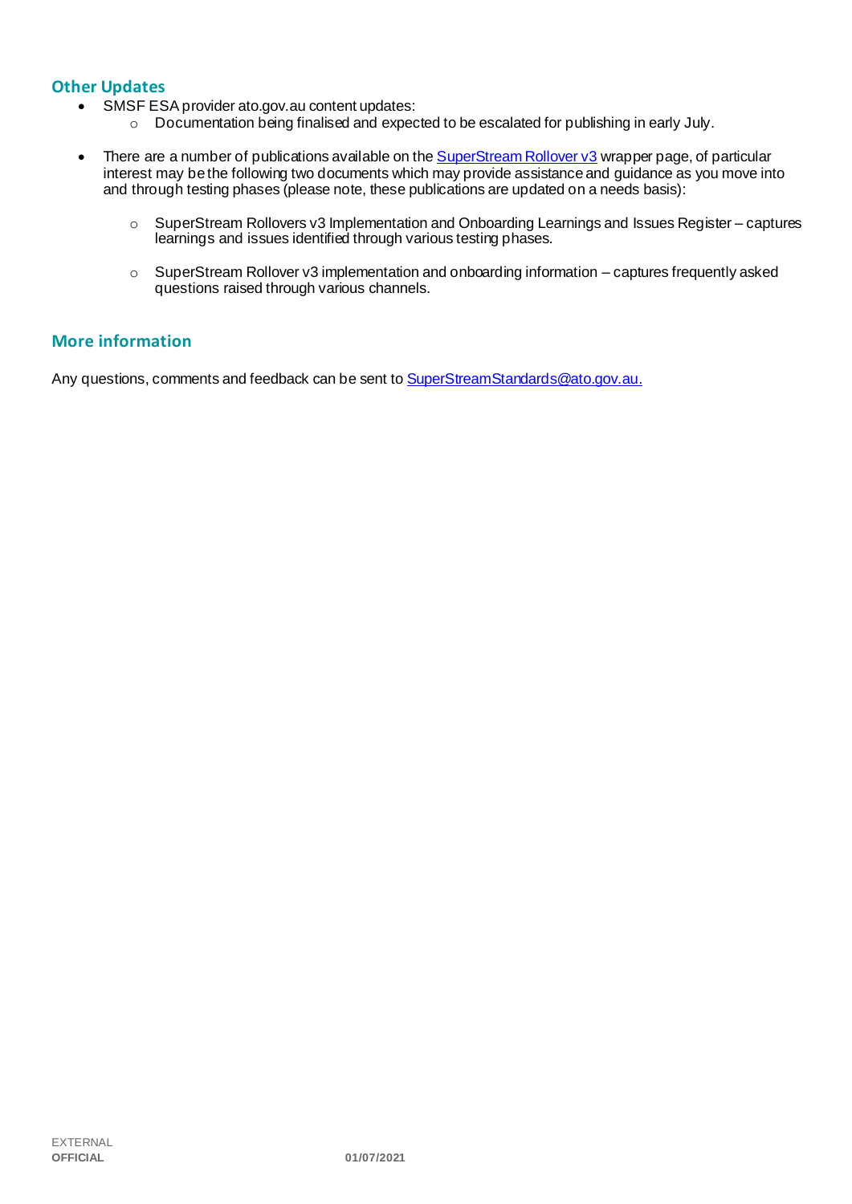## Other Updates

- SMSF ESA provider ato.gov.au content updates:
  - Documentation being finalised and expected to be escalated for publishing in early July.
- There are a number of publications available on the SuperStream Rollover v3 wrapper page, of particular interest may be the following two documents which may provide assistance and guidance as you move into and through testing phases (please note, these publications are updated on a needs basis):
  - SuperStream Rollovers v3 Implementation and Onboarding Learnings and Issues Register – captures learnings and issues identified through various testing phases.
  - SuperStream Rollover v3 implementation and onboarding information – captures frequently asked questions raised through various channels.

## More information

Any questions, comments and feedback can be sent to SuperStreamStandards@ato.gov.au.